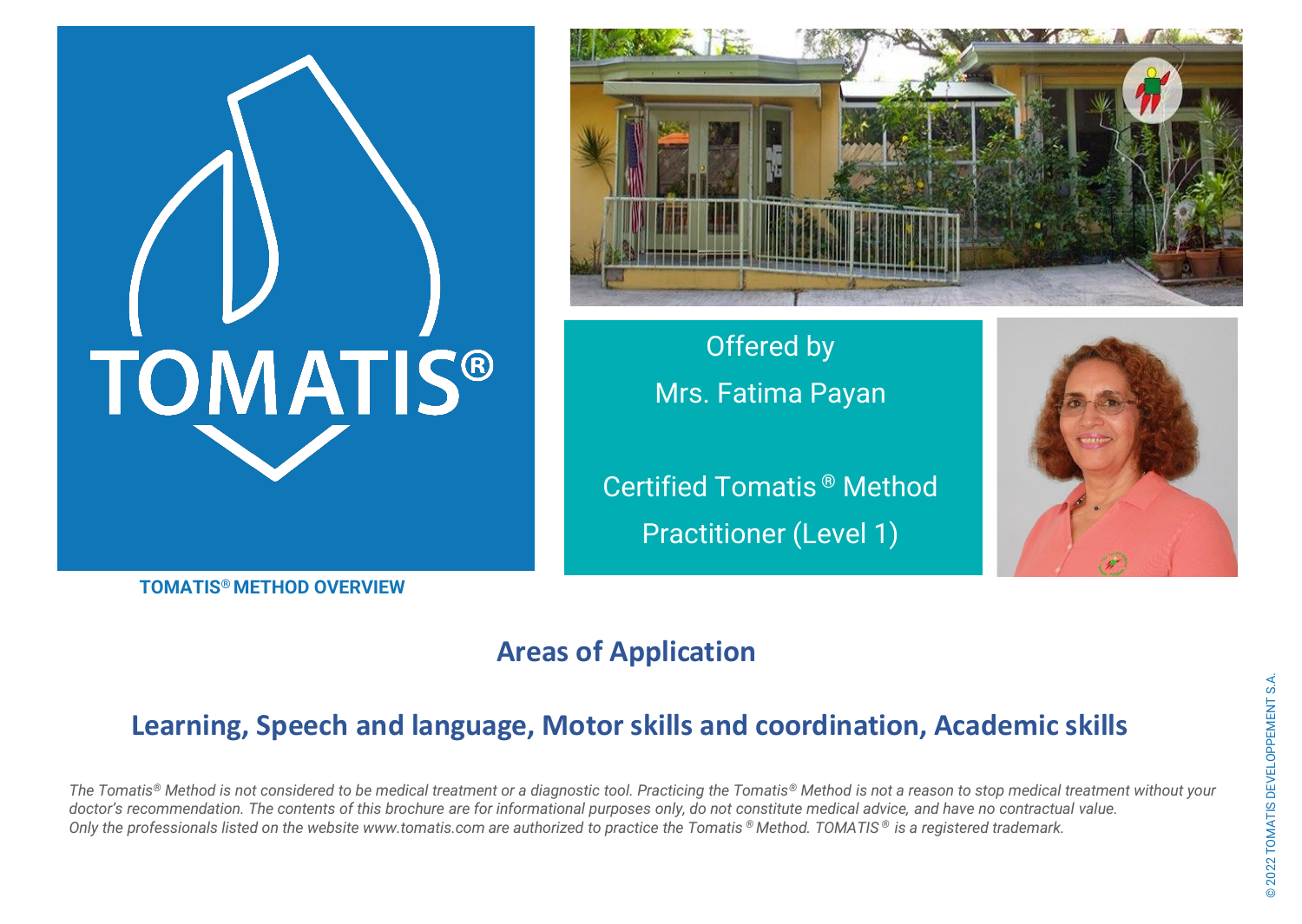TOMATIS®

Offered by

Mrs. Fatima Payan

Certified Tomatis ® Method Practitioner (Level 1)

**TOMATIS® METHOD OVERVIEW**

## Areas of Application

## Learning, Speech and language, Motor skills and coordination, Academic skills

*The Tomatis® Method is not considered to be medical treatment or a diagnostic tool. Practicing the Tomatis® Method is not a reason to stop medical treatment without your doctor's recommendation. The contents of this brochure are for informational purposes only, do not constitute medical advice, and have no contractual value. Only the professionals listed on the website www.tomatis.com are authorized to practice the Tomatis ® Method. TOMATIS ® is a registered trademark.*

© 2022 TOMATIS DEVELOPPEMENT S.A.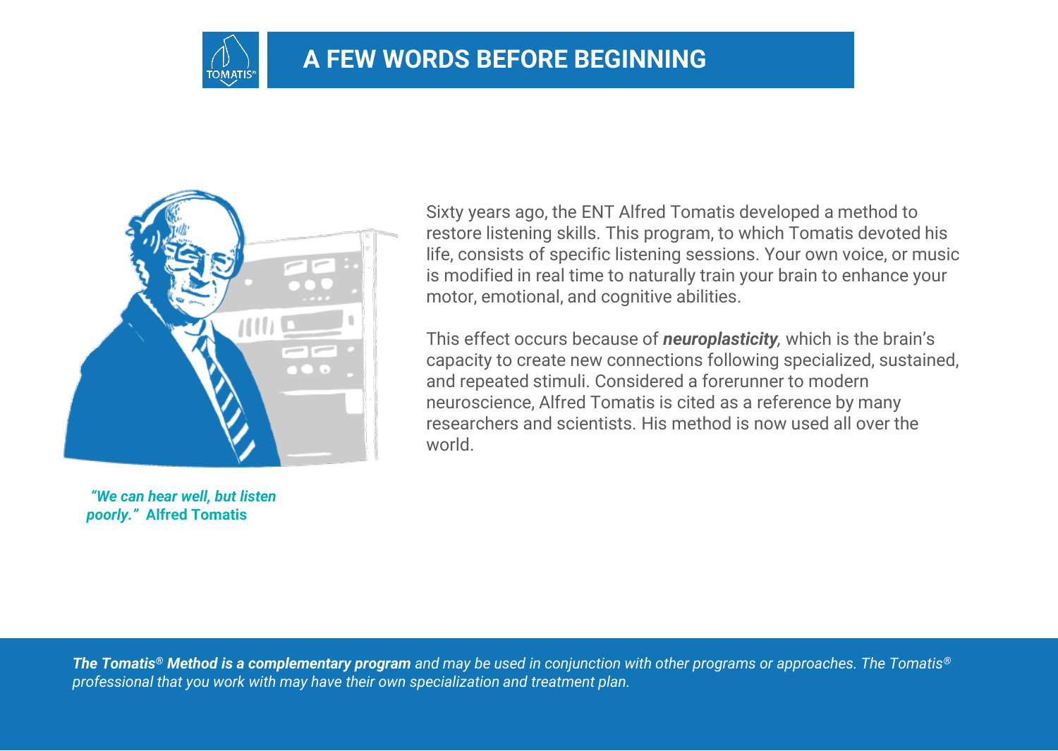# A FEW WORDS BEFORE BEGINNING

Sixty years ago, the ENT Alfred Tomatis developed a method to restore listening skills. This program, to which Tomatis devoted his life, consists of specific listening sessions. Your own voice, or music is modified in real time to naturally train your brain to enhance your motor, emotional, and cognitive abilities.

This effect occurs because of ***neuroplasticity***, which is the brain's capacity to create new connections following specialized, sustained, and repeated stimuli. Considered a forerunner to modern neuroscience, Alfred Tomatis is cited as a reference by many researchers and scientists. His method is now used all over the world.

***"We can hear well, but listen poorly."*** **Alfred Tomatis**

***The Tomatis® Method is a complementary program*** *and may be used in conjunction with other programs or approaches. The Tomatis® professional that you work with may have their own specialization and treatment plan.*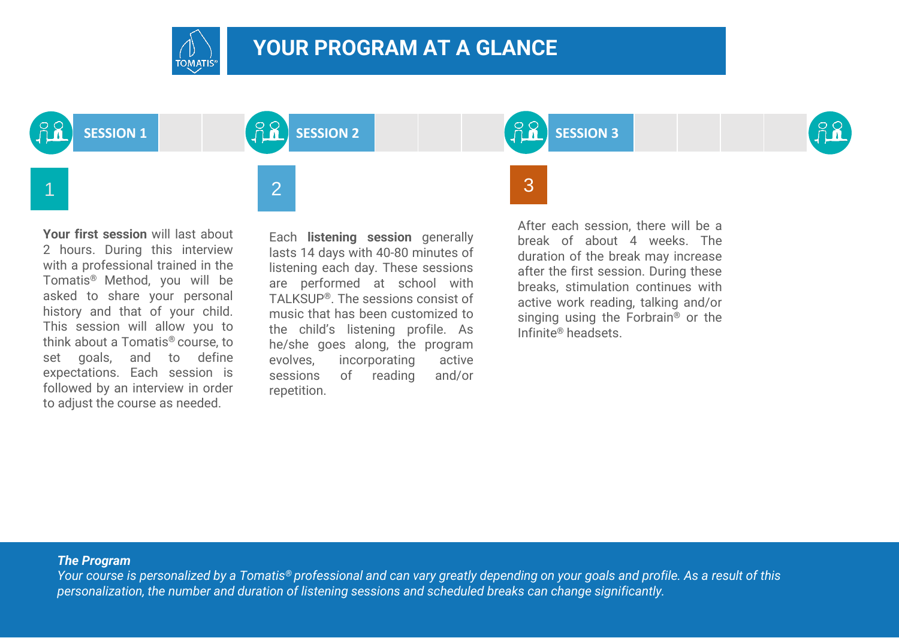# YOUR PROGRAM AT A GLANCE

**SESSION 1** | **SESSION 2** | **SESSION 3**

## 1

**Your first session** will last about 2 hours. During this interview with a professional trained in the Tomatis® Method, you will be asked to share your personal history and that of your child. This session will allow you to think about a Tomatis® course, to set goals, and to define expectations. Each session is followed by an interview in order to adjust the course as needed.

## 2

Each **listening session** generally lasts 14 days with 40-80 minutes of listening each day. These sessions are performed at school with TALKSUP®. The sessions consist of music that has been customized to the child's listening profile. As he/she goes along, the program evolves, incorporating active sessions of reading and/or repetition.

## 3

After each session, there will be a break of about 4 weeks. The duration of the break may increase after the first session. During these breaks, stimulation continues with active work reading, talking and/or singing using the Forbrain® or the Infinite® headsets.

***The Program***

*Your course is personalized by a Tomatis® professional and can vary greatly depending on your goals and profile. As a result of this personalization, the number and duration of listening sessions and scheduled breaks can change significantly.*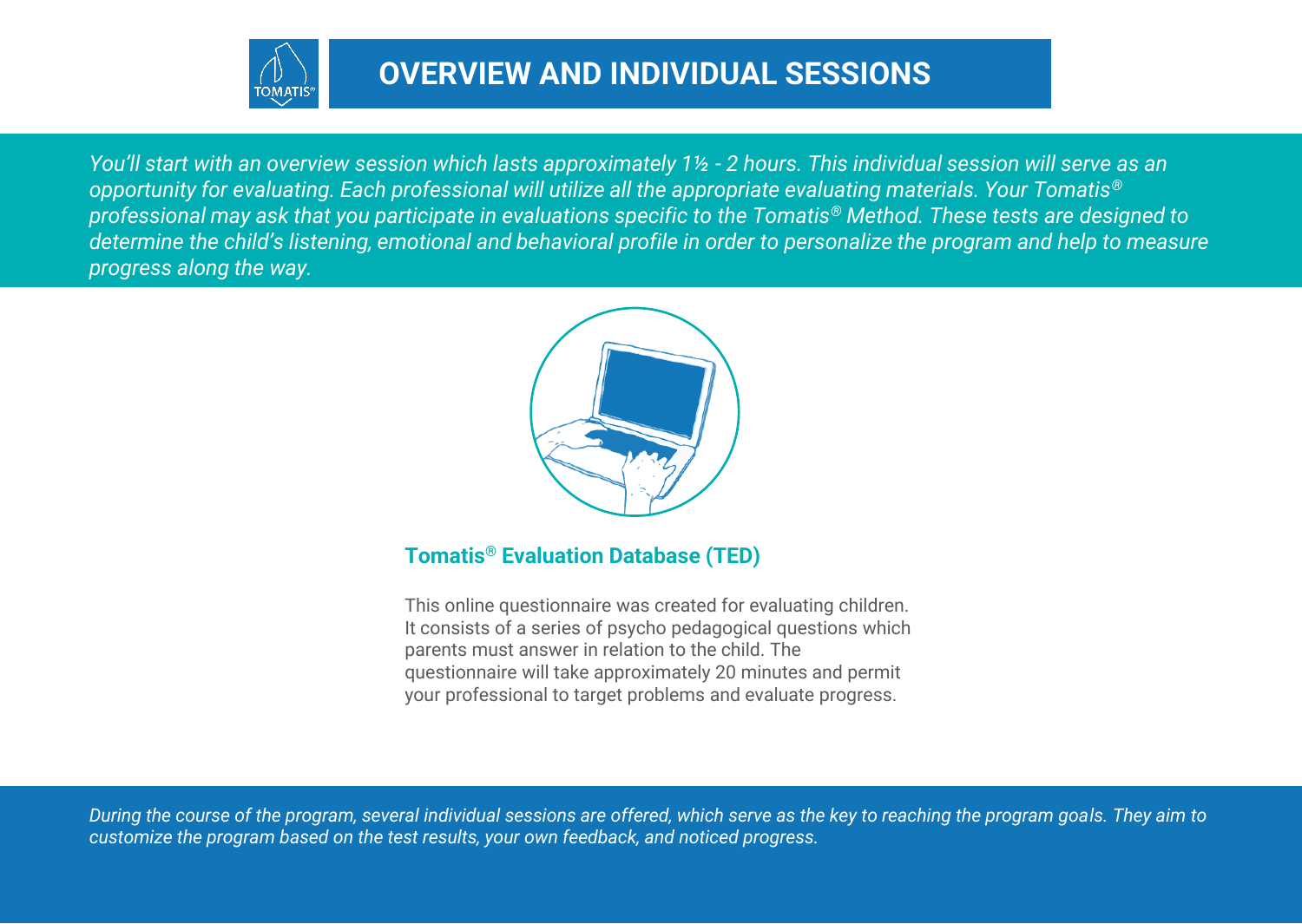# OVERVIEW AND INDIVIDUAL SESSIONS

*You'll start with an overview session which lasts approximately 1½ - 2 hours. This individual session will serve as an opportunity for evaluating. Each professional will utilize all the appropriate evaluating materials. Your Tomatis® professional may ask that you participate in evaluations specific to the Tomatis® Method. These tests are designed to determine the child's listening, emotional and behavioral profile in order to personalize the program and help to measure progress along the way.*

### Tomatis® Evaluation Database (TED)

This online questionnaire was created for evaluating children. It consists of a series of psycho pedagogical questions which parents must answer in relation to the child. The questionnaire will take approximately 20 minutes and permit your professional to target problems and evaluate progress.

*During the course of the program, several individual sessions are offered, which serve as the key to reaching the program goals. They aim to customize the program based on the test results, your own feedback, and noticed progress.*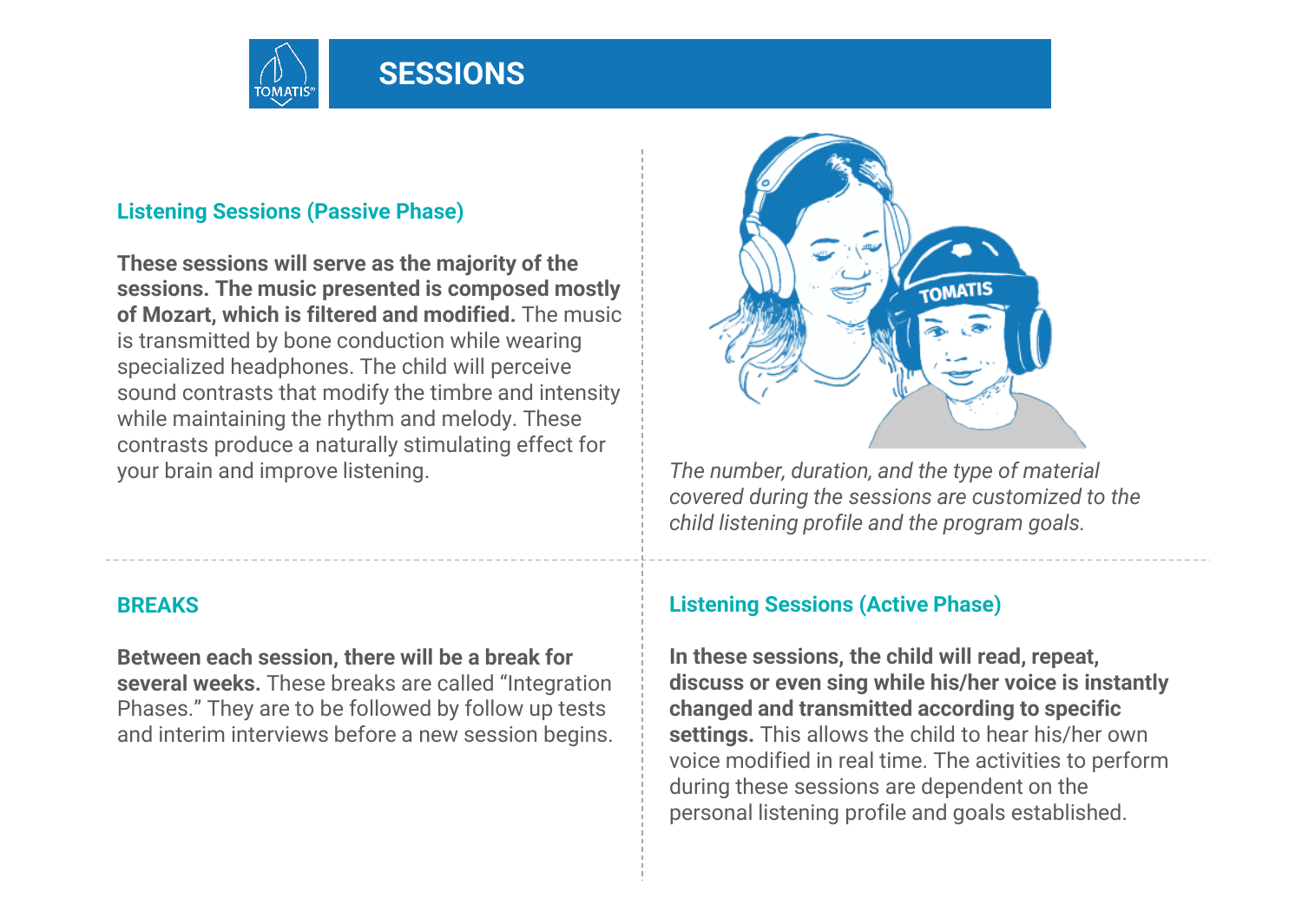# SESSIONS

### Listening Sessions (Passive Phase)

**These sessions will serve as the majority of the sessions. The music presented is composed mostly of Mozart, which is filtered and modified.** The music is transmitted by bone conduction while wearing specialized headphones. The child will perceive sound contrasts that modify the timbre and intensity while maintaining the rhythm and melody. These contrasts produce a naturally stimulating effect for your brain and improve listening.

*The number, duration, and the type of material covered during the sessions are customized to the child listening profile and the program goals.*

### BREAKS

**Between each session, there will be a break for several weeks.** These breaks are called "Integration Phases." They are to be followed by follow up tests and interim interviews before a new session begins.

### Listening Sessions (Active Phase)

**In these sessions, the child will read, repeat, discuss or even sing while his/her voice is instantly changed and transmitted according to specific settings.** This allows the child to hear his/her own voice modified in real time. The activities to perform during these sessions are dependent on the personal listening profile and goals established.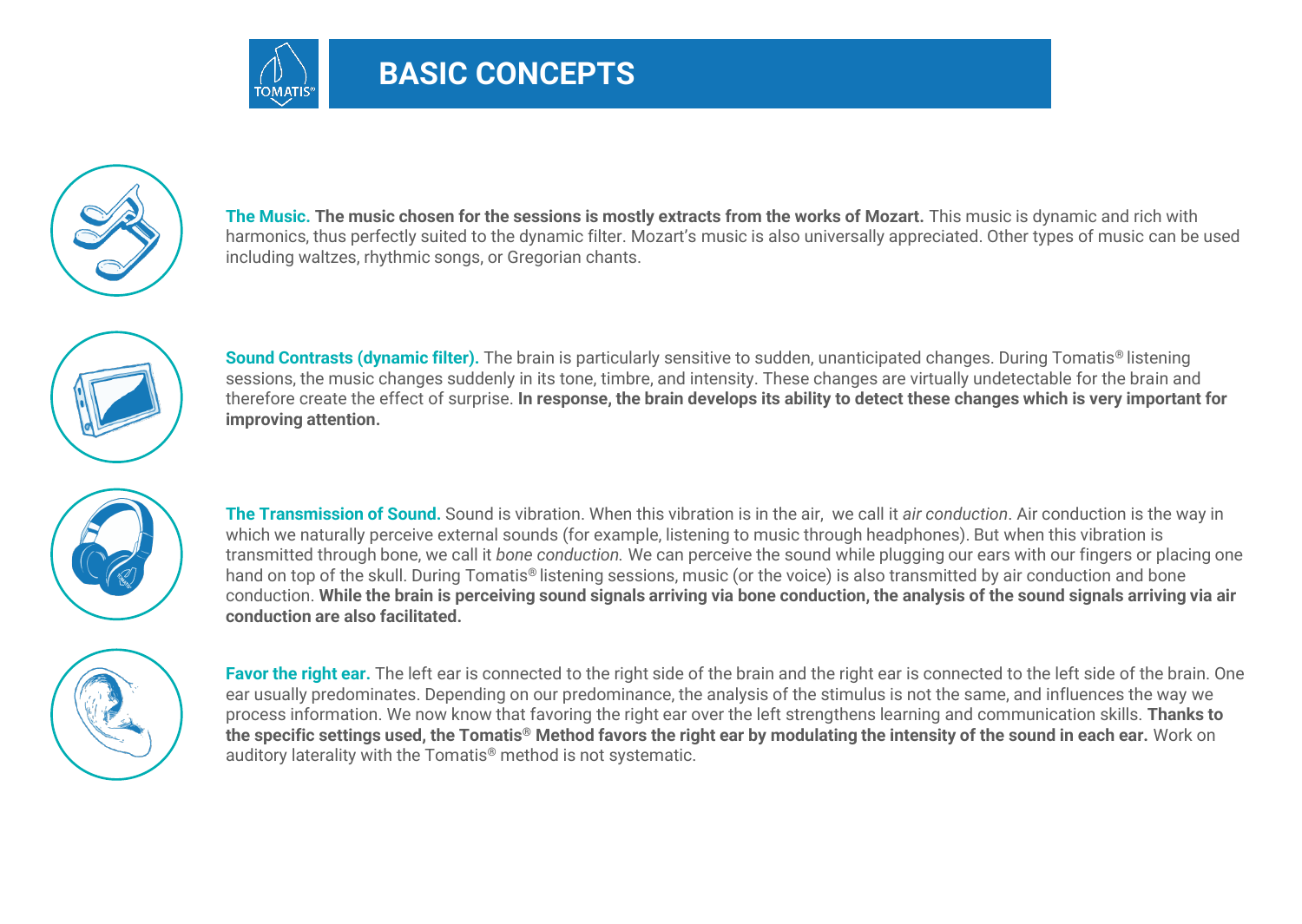# BASIC CONCEPTS

**The Music. The music chosen for the sessions is mostly extracts from the works of Mozart.** This music is dynamic and rich with harmonics, thus perfectly suited to the dynamic filter. Mozart's music is also universally appreciated. Other types of music can be used including waltzes, rhythmic songs, or Gregorian chants.

**Sound Contrasts (dynamic filter).** The brain is particularly sensitive to sudden, unanticipated changes. During Tomatis® listening sessions, the music changes suddenly in its tone, timbre, and intensity. These changes are virtually undetectable for the brain and therefore create the effect of surprise. **In response, the brain develops its ability to detect these changes which is very important for improving attention.**

**The Transmission of Sound.** Sound is vibration. When this vibration is in the air, we call it *air conduction*. Air conduction is the way in which we naturally perceive external sounds (for example, listening to music through headphones). But when this vibration is transmitted through bone, we call it *bone conduction.* We can perceive the sound while plugging our ears with our fingers or placing one hand on top of the skull. During Tomatis® listening sessions, music (or the voice) is also transmitted by air conduction and bone conduction. **While the brain is perceiving sound signals arriving via bone conduction, the analysis of the sound signals arriving via air conduction are also facilitated.**

**Favor the right ear.** The left ear is connected to the right side of the brain and the right ear is connected to the left side of the brain. One ear usually predominates. Depending on our predominance, the analysis of the stimulus is not the same, and influences the way we process information. We now know that favoring the right ear over the left strengthens learning and communication skills. **Thanks to the specific settings used, the Tomatis® Method favors the right ear by modulating the intensity of the sound in each ear.** Work on auditory laterality with the Tomatis® method is not systematic.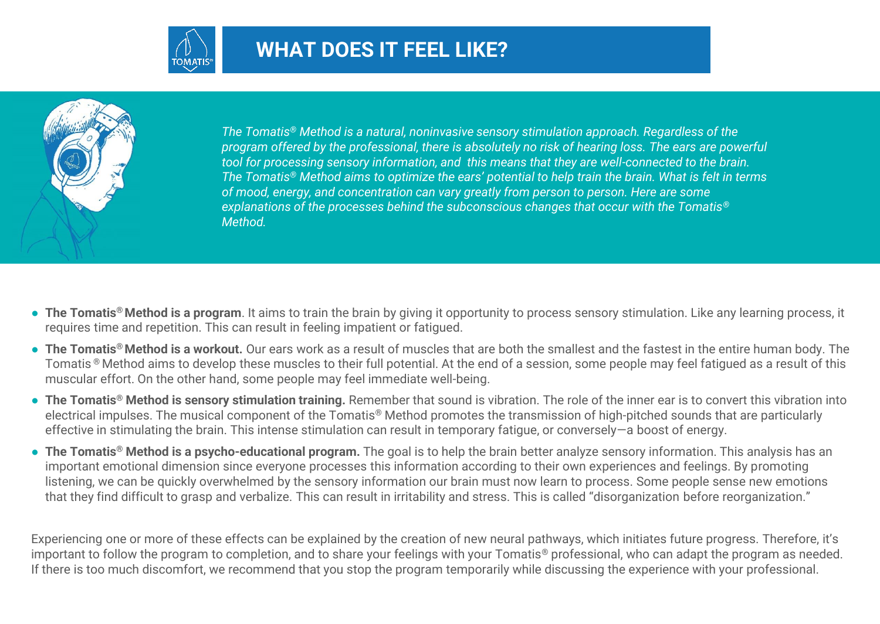# WHAT DOES IT FEEL LIKE?

*The Tomatis® Method is a natural, noninvasive sensory stimulation approach. Regardless of the program offered by the professional, there is absolutely no risk of hearing loss. The ears are powerful tool for processing sensory information, and this means that they are well-connected to the brain. The Tomatis® Method aims to optimize the ears' potential to help train the brain. What is felt in terms of mood, energy, and concentration can vary greatly from person to person. Here are some explanations of the processes behind the subconscious changes that occur with the Tomatis® Method.*

- **The Tomatis® Method is a program**. It aims to train the brain by giving it opportunity to process sensory stimulation. Like any learning process, it requires time and repetition. This can result in feeling impatient or fatigued.
- **The Tomatis® Method is a workout.** Our ears work as a result of muscles that are both the smallest and the fastest in the entire human body. The Tomatis® Method aims to develop these muscles to their full potential. At the end of a session, some people may feel fatigued as a result of this muscular effort. On the other hand, some people may feel immediate well-being.
- **The Tomatis® Method is sensory stimulation training.** Remember that sound is vibration. The role of the inner ear is to convert this vibration into electrical impulses. The musical component of the Tomatis® Method promotes the transmission of high-pitched sounds that are particularly effective in stimulating the brain. This intense stimulation can result in temporary fatigue, or conversely—a boost of energy.
- **The Tomatis® Method is a psycho-educational program.** The goal is to help the brain better analyze sensory information. This analysis has an important emotional dimension since everyone processes this information according to their own experiences and feelings. By promoting listening, we can be quickly overwhelmed by the sensory information our brain must now learn to process. Some people sense new emotions that they find difficult to grasp and verbalize. This can result in irritability and stress. This is called "disorganization before reorganization."

Experiencing one or more of these effects can be explained by the creation of new neural pathways, which initiates future progress. Therefore, it's important to follow the program to completion, and to share your feelings with your Tomatis® professional, who can adapt the program as needed. If there is too much discomfort, we recommend that you stop the program temporarily while discussing the experience with your professional.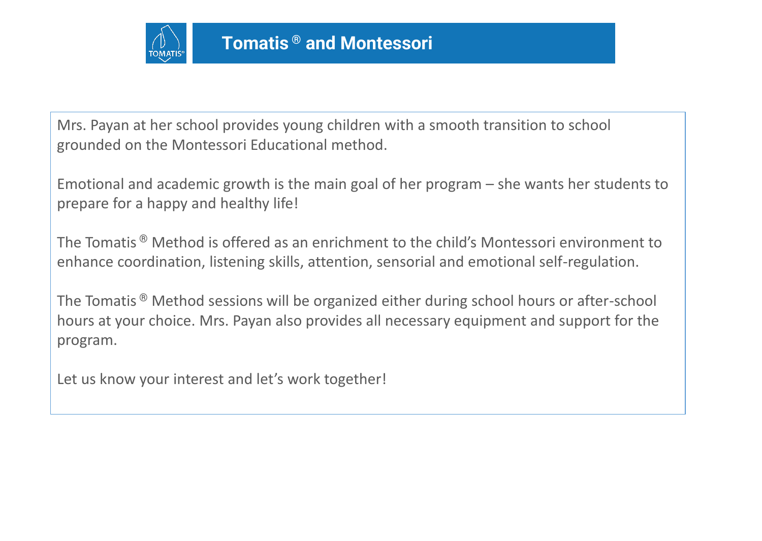# Tomatis ® and Montessori

Mrs. Payan at her school provides young children with a smooth transition to school grounded on the Montessori Educational method.

Emotional and academic growth is the main goal of her program – she wants her students to prepare for a happy and healthy life!

The Tomatis ® Method is offered as an enrichment to the child's Montessori environment to enhance coordination, listening skills, attention, sensorial and emotional self-regulation.

The Tomatis ® Method sessions will be organized either during school hours or after-school hours at your choice. Mrs. Payan also provides all necessary equipment and support for the program.

Let us know your interest and let's work together!